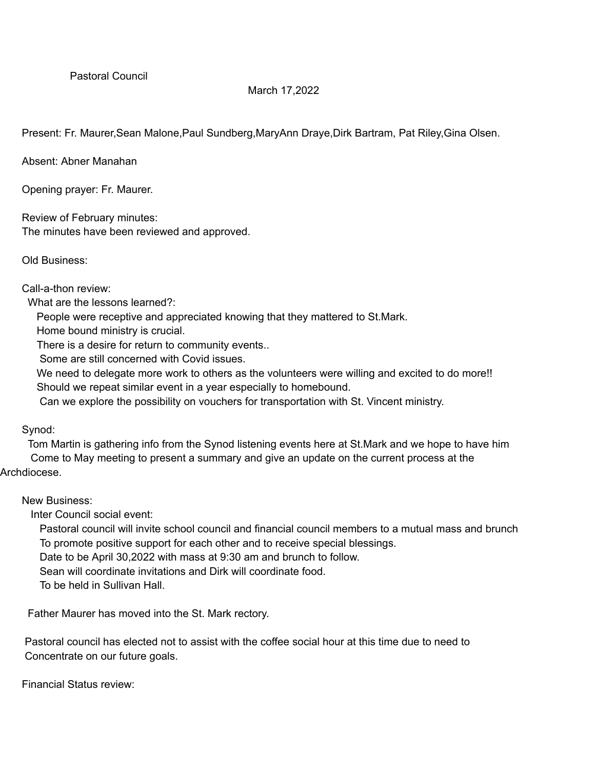Pastoral Council

March 17,2022

Present: Fr. Maurer,Sean Malone,Paul Sundberg,MaryAnn Draye,Dirk Bartram, Pat Riley,Gina Olsen.

Absent: Abner Manahan

Opening prayer: Fr. Maurer.

Review of February minutes:
The minutes have been reviewed and approved.

Old Business:

Call-a-thon review:
What are the lessons learned?:
People were receptive and appreciated knowing that they mattered to St.Mark.
Home bound ministry is crucial.
There is a desire for return to community events..
Some are still concerned with Covid issues.
We need to delegate more work to others as the volunteers were willing and excited to do more!!
Should we repeat similar event in a year especially to homebound.
Can we explore the possibility on vouchers for transportation with St. Vincent ministry.

Synod:
Tom Martin is gathering info from the Synod listening events here at St.Mark and we hope to have him Come to May meeting to present a summary and give an update on the current process at the Archdiocese.

New Business:
Inter Council social event:
Pastoral council will invite school council and financial council members to a mutual mass and brunch To promote positive support for each other and to receive special blessings.
Date to be April 30,2022 with mass at 9:30 am and brunch to follow.
Sean will coordinate invitations and Dirk will coordinate food.
To be held in Sullivan Hall.

Father Maurer has moved into the St. Mark rectory.

Pastoral council has elected not to assist with the coffee social hour at this time due to need to Concentrate on our future goals.

Financial Status review: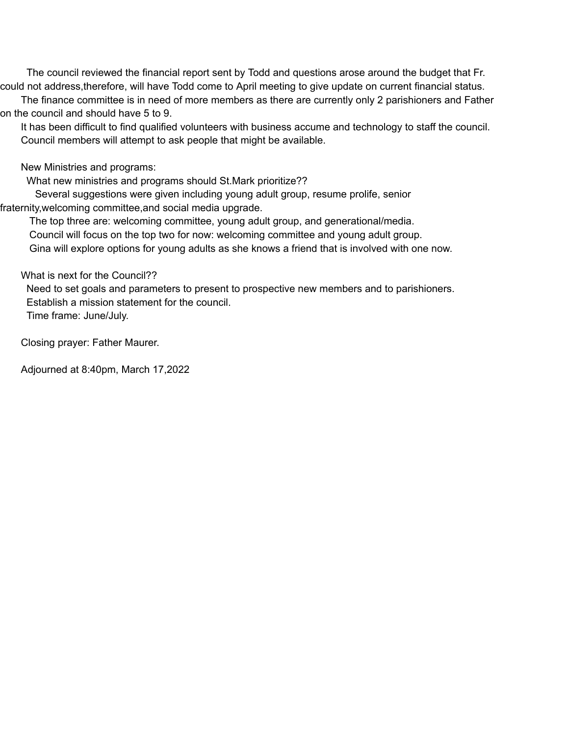The council reviewed the financial report sent by Todd and questions arose around the budget that Fr. could not address,therefore, will have Todd come to April meeting to give update on current financial status.

The finance committee is in need of more members as there are currently only 2 parishioners and Father on the council and should have 5 to 9.

It has been difficult to find qualified volunteers with business accume and technology to staff the council.

Council members will attempt to ask people that might be available.

New Ministries and programs:

What new ministries and programs should St.Mark prioritize??

Several suggestions were given including young adult group, resume prolife, senior fraternity,welcoming committee,and social media upgrade.

The top three are: welcoming committee, young adult group, and generational/media.

Council will focus on the top two for now: welcoming committee and young adult group.

Gina will explore options for young adults as she knows a friend that is involved with one now.

What is next for the Council??

Need to set goals and parameters to present to prospective new members and to parishioners.

Establish a mission statement for the council.

Time frame: June/July.

Closing prayer: Father Maurer.

Adjourned at 8:40pm, March 17,2022